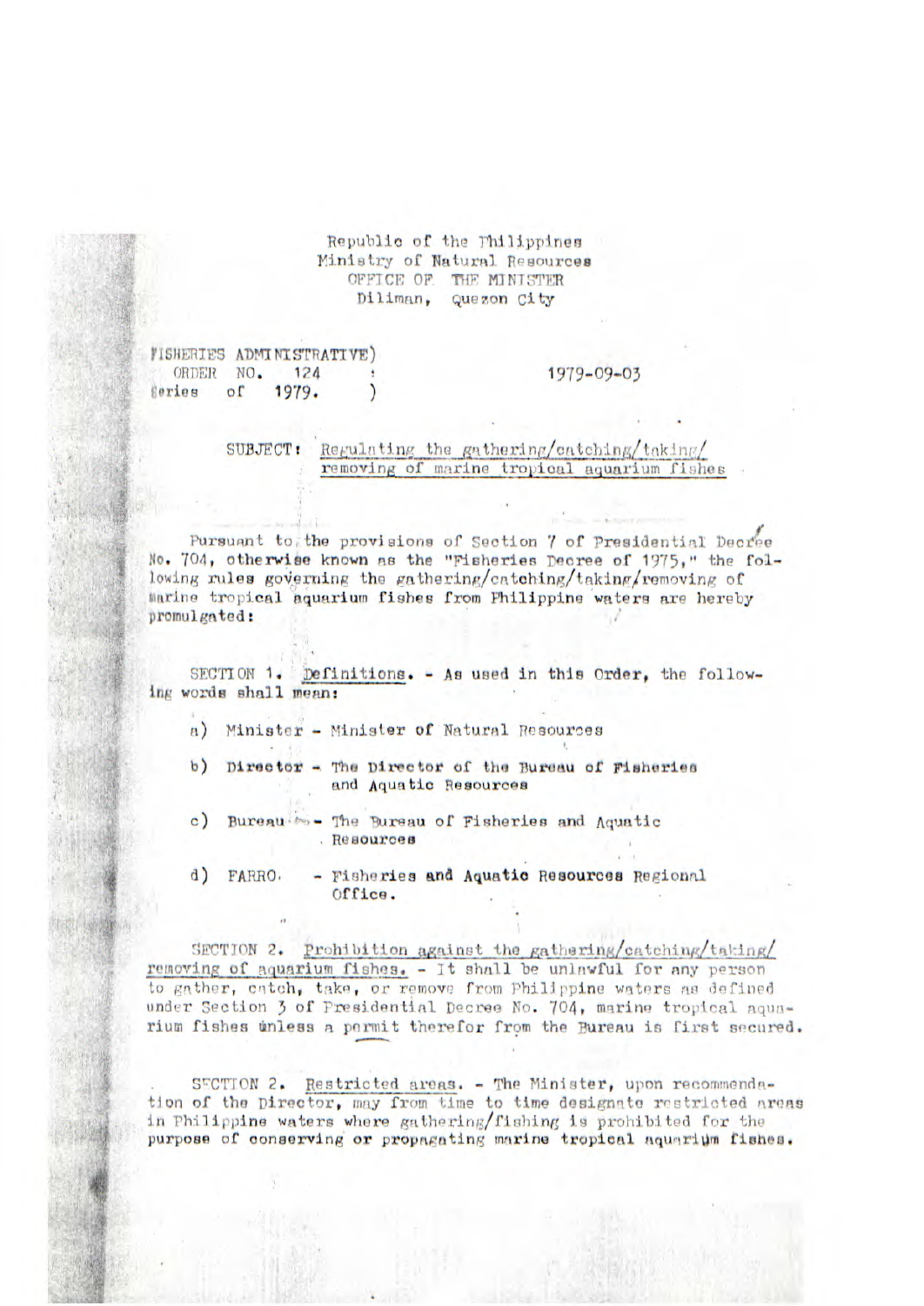Republic of the Philippines
Ministry of Natural Resources
OFFICE OF THE MINISTER
Diliman, Quezon City

FISHERIES ADMINISTRATIVE)
ORDER NO. 124 :
Series of 1979. )

1979-09-03

SUBJECT: Regulating the gathering/catching/taking/removing of marine tropical aquarium fishes

Pursuant to the provisions of Section 7 of Presidential Decree No. 704, otherwise known as the "Fisheries Decree of 1975," the following rules governing the gathering/catching/taking/removing of marine tropical aquarium fishes from Philippine waters are hereby promulgated:

SECTION 1. Definitions. - As used in this Order, the following words shall mean:

a) Minister - Minister of Natural Resources

b) Director - The Director of the Bureau of Fisheries and Aquatic Resources

c) Bureau - The Bureau of Fisheries and Aquatic Resources

d) FARRO - Fisheries and Aquatic Resources Regional Office.

SECTION 2. Prohibition against the gathering/catching/taking/removing of aquarium fishes. - It shall be unlawful for any person to gather, catch, take, or remove from Philippine waters as defined under Section 3 of Presidential Decree No. 704, marine tropical aquarium fishes unless a permit therefor from the Bureau is first secured.

SECTION 2. Restricted areas. - The Minister, upon recommendation of the Director, may from time to time designate restricted areas in Philippine waters where gathering/fishing is prohibited for the purpose of conserving or propagating marine tropical aquarium fishes.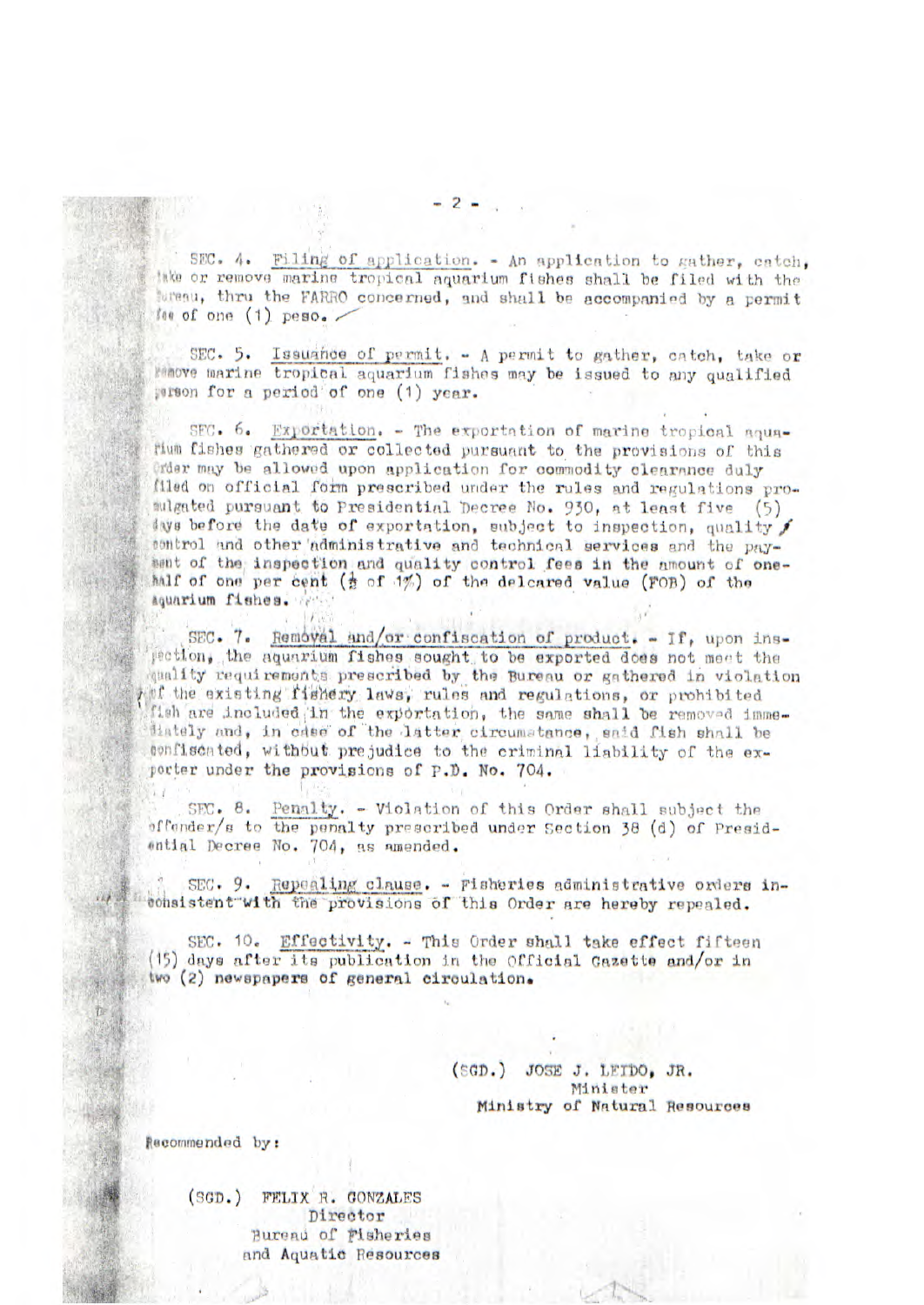SEC. 4. Filing of application. - An application to gather, catch, take or remove marine tropical aquarium fishes shall be filed with the Bureau, thru the FARRO concerned, and shall be accompanied by a permit fee of one (1) peso.

SEC. 5. Issuance of permit. - A permit to gather, catch, take or remove marine tropical aquarium fishes may be issued to any qualified person for a period of one (1) year.

SEC. 6. Exportation. - The exportation of marine tropical aquarium fishes gathered or collected pursuant to the provisions of this Order may be allowed upon application for commodity clearance duly filed on official form prescribed under the rules and regulations promulgated pursuant to Presidential Decree No. 930, at least five (5) days before the date of exportation, subject to inspection, quality control and other administrative and technical services and the payment of the inspection and quality control fees in the amount of one-half of one per cent (½ of 1%) of the delcared value (FOB) of the aquarium fishes.

SEC. 7. Removal and/or confiscation of product. - If, upon inspection, the aquarium fishes sought to be exported does not meet the quality requirements prescribed by the Bureau or gathered in violation of the existing fishery laws, rules and regulations, or prohibited fish are included in the exportation, the same shall be removed immediately and, in case of the latter circumstance, said fish shall be confiscated, without prejudice to the criminal liability of the exporter under the provisions of P.D. No. 704.

SEC. 8. Penalty. - Violation of this Order shall subject the offender/s to the penalty prescribed under Section 38 (d) of Presidential Decree No. 704, as amended.

SEC. 9. Repealing clause. - Fisheries administrative orders inconsistent with the provisions of this Order are hereby repealed.

SEC. 10. Effectivity. - This Order shall take effect fifteen (15) days after its publication in the Official Gazette and/or in two (2) newspapers of general circulation.

(SGD.) JOSE J. LEIDO, JR.
Minister
Ministry of Natural Resources

Recommended by:

(SGD.) FELIX R. GONZALES
Director
Bureau of Fisheries
and Aquatic Resources